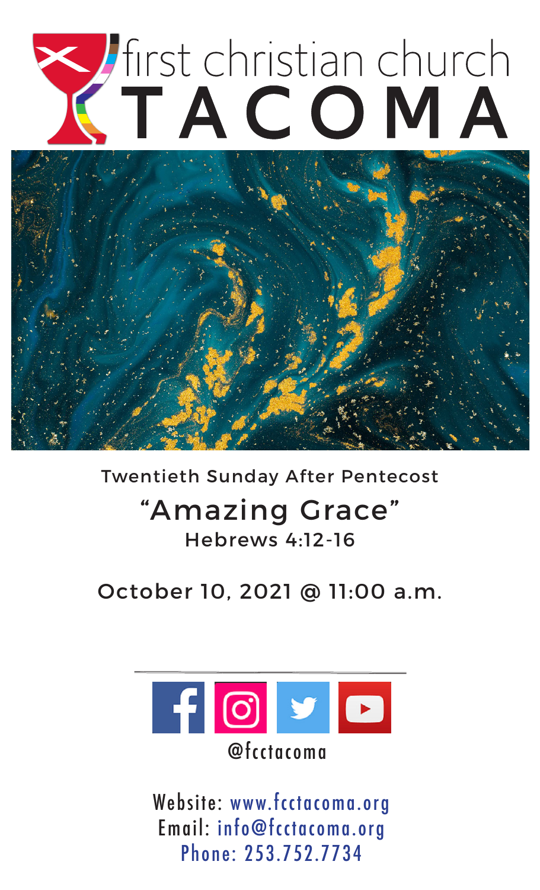# first christian church TACOMA

Twentieth Sunday After Pentecost

## "Amazing Grace"

Hebrews 4:12-16

October 10, 2021 @ 11:00 a.m.

@fcctacoma

Website: www.fcctacoma.org
Email: info@fcctacoma.org
Phone: 253.752.7734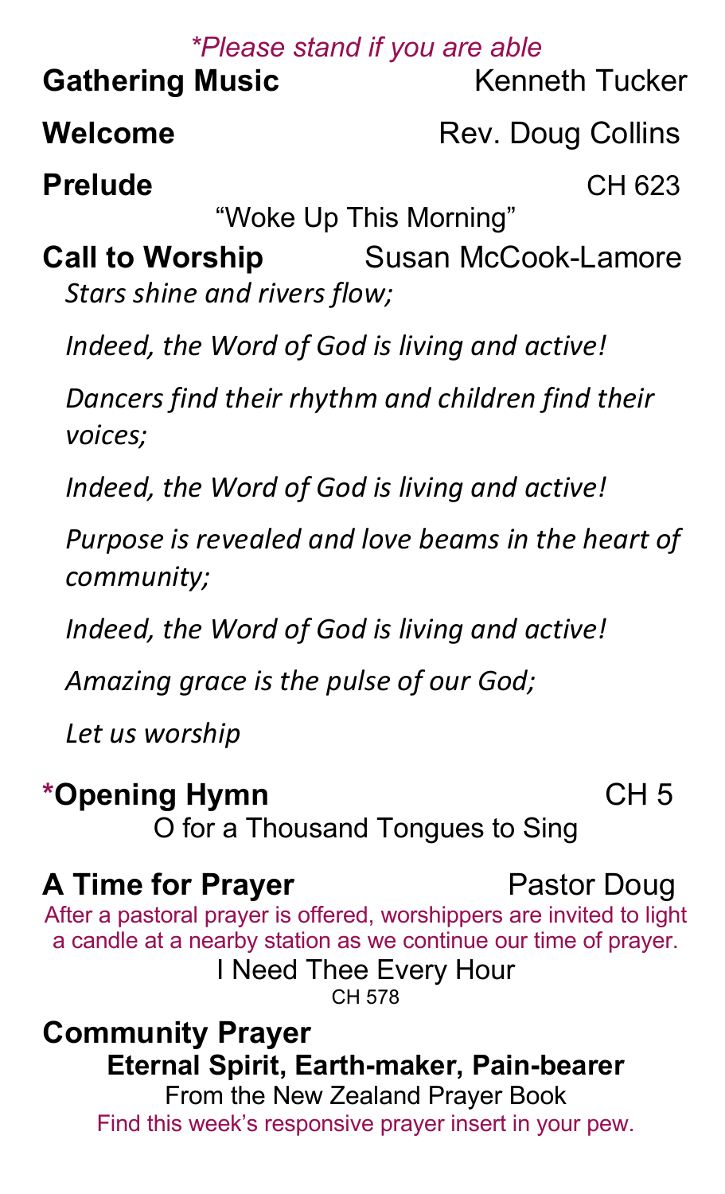*\*Please stand if you are able*

**Gathering Music** Kenneth Tucker

**Welcome** Rev. Doug Collins

**Prelude** CH 623

"Woke Up This Morning"

**Call to Worship** Susan McCook-Lamore

*Stars shine and rivers flow;*

*Indeed, the Word of God is living and active!*

*Dancers find their rhythm and children find their voices;*

*Indeed, the Word of God is living and active!*

*Purpose is revealed and love beams in the heart of community;*

*Indeed, the Word of God is living and active!*

*Amazing grace is the pulse of our God;*

*Let us worship*

**\*Opening Hymn** CH 5

O for a Thousand Tongues to Sing

**A Time for Prayer** Pastor Doug

After a pastoral prayer is offered, worshippers are invited to light a candle at a nearby station as we continue our time of prayer.

I Need Thee Every Hour

CH 578

**Community Prayer**

**Eternal Spirit, Earth-maker, Pain-bearer**

From the New Zealand Prayer Book

Find this week's responsive prayer insert in your pew.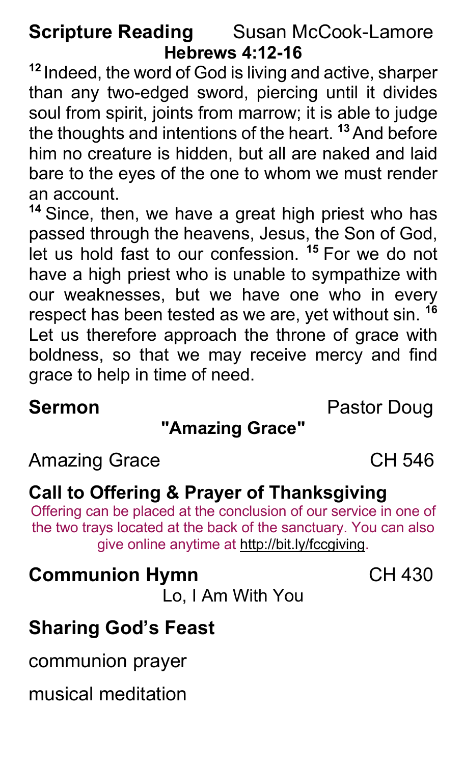**Scripture Reading** Susan McCook-Lamore

**Hebrews 4:12-16**

[12] Indeed, the word of God is living and active, sharper than any two-edged sword, piercing until it divides soul from spirit, joints from marrow; it is able to judge the thoughts and intentions of the heart. [13] And before him no creature is hidden, but all are naked and laid bare to the eyes of the one to whom we must render an account.

[14] Since, then, we have a great high priest who has passed through the heavens, Jesus, the Son of God, let us hold fast to our confession. [15] For we do not have a high priest who is unable to sympathize with our weaknesses, but we have one who in every respect has been tested as we are, yet without sin. [16] Let us therefore approach the throne of grace with boldness, so that we may receive mercy and find grace to help in time of need.

**Sermon** Pastor Doug

**"Amazing Grace"**

Amazing Grace CH 546

**Call to Offering & Prayer of Thanksgiving**

Offering can be placed at the conclusion of our service in one of the two trays located at the back of the sanctuary. You can also give online anytime at http://bit.ly/fccgiving.

**Communion Hymn** CH 430

Lo, I Am With You

**Sharing God's Feast**

communion prayer

musical meditation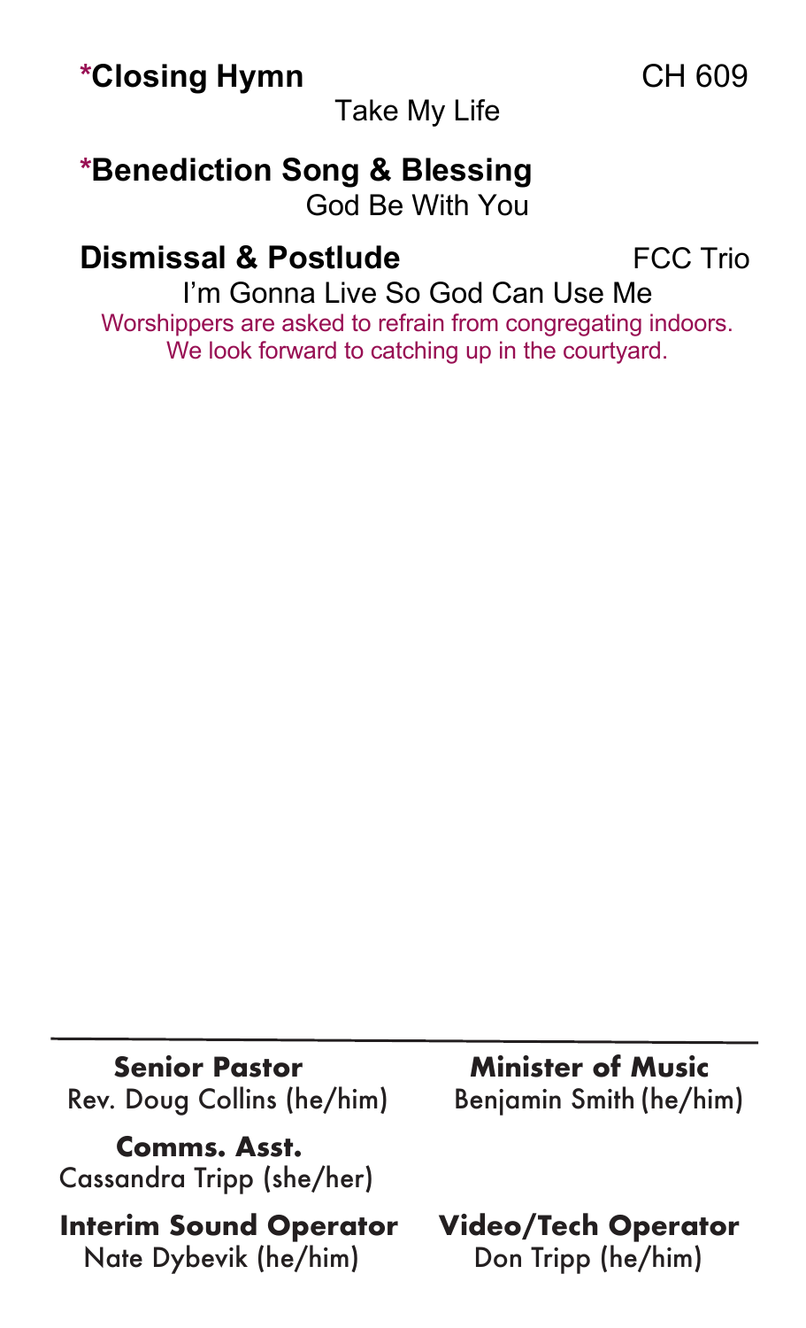**\*Closing Hymn** CH 609

Take My Life

**\*Benediction Song & Blessing**

God Be With You

**Dismissal & Postlude** FCC Trio

I'm Gonna Live So God Can Use Me

Worshippers are asked to refrain from congregating indoors.
We look forward to catching up in the courtyard.

---

**Senior Pastor**
Rev. Doug Collins (he/him)

**Minister of Music**
Benjamin Smith (he/him)

**Comms. Asst.**
Cassandra Tripp (she/her)

**Interim Sound Operator**
Nate Dybevik (he/him)

**Video/Tech Operator**
Don Tripp (he/him)